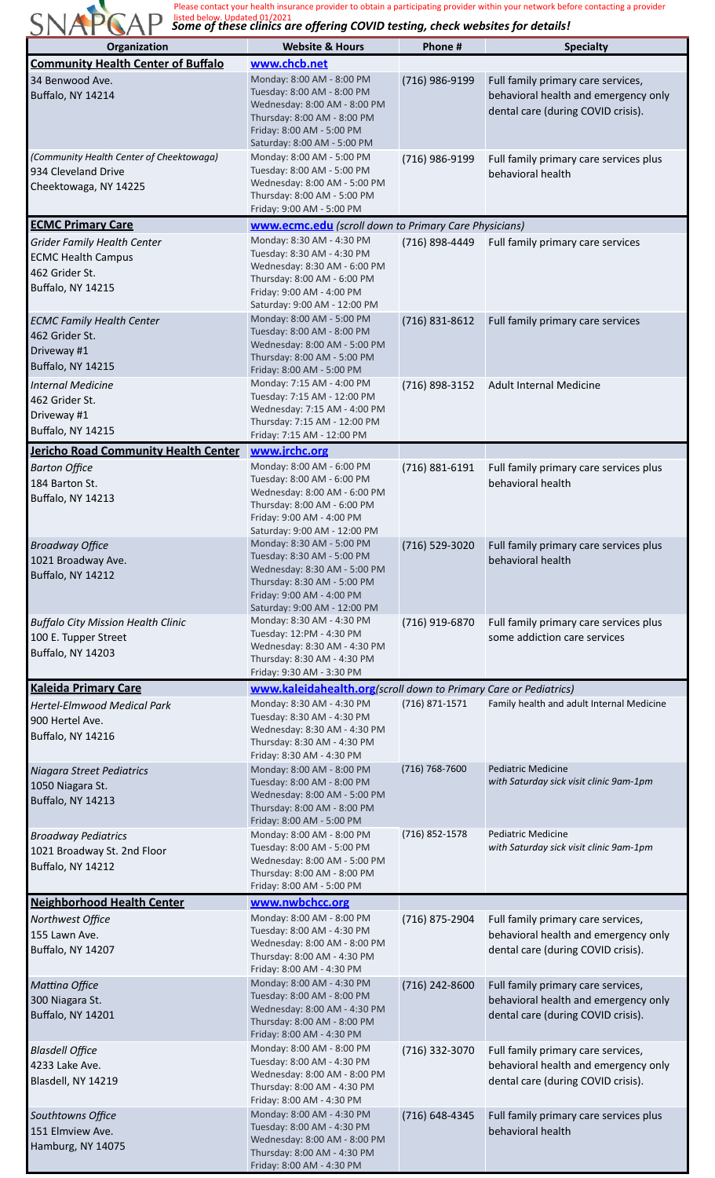SNAPCAP

Please contact your health insurance provider to obtain a participating provider within your network before contacting a provider listed below. Updated 01/2021

***Some of these clinics are offering COVID testing, check websites for details!***

| Organization | Website & Hours | Phone # | Specialty |
|---|---|---|---|
| **Community Health Center of Buffalo** | **www.chcb.net** | | |
| 34 Benwood Ave.<br>Buffalo, NY 14214 | Monday: 8:00 AM - 8:00 PM<br>Tuesday: 8:00 AM - 8:00 PM<br>Wednesday: 8:00 AM - 8:00 PM<br>Thursday: 8:00 AM - 8:00 PM<br>Friday: 8:00 AM - 5:00 PM<br>Saturday: 8:00 AM - 5:00 PM | (716) 986-9199 | Full family primary care services, behavioral health and emergency only dental care (during COVID crisis). |
| *(Community Health Center of Cheektowaga)*<br>934 Cleveland Drive<br>Cheektowaga, NY 14225 | Monday: 8:00 AM - 5:00 PM<br>Tuesday: 8:00 AM - 5:00 PM<br>Wednesday: 8:00 AM - 5:00 PM<br>Thursday: 8:00 AM - 5:00 PM<br>Friday: 9:00 AM - 5:00 PM | (716) 986-9199 | Full family primary care services plus behavioral health |
| **ECMC Primary Care** | **www.ecmc.edu** *(scroll down to Primary Care Physicians)* | | |
| *Grider Family Health Center*<br>ECMC Health Campus<br>462 Grider St.<br>Buffalo, NY 14215 | Monday: 8:30 AM - 4:30 PM<br>Tuesday: 8:30 AM - 4:30 PM<br>Wednesday: 8:30 AM - 6:00 PM<br>Thursday: 8:00 AM - 6:00 PM<br>Friday: 9:00 AM - 4:00 PM<br>Saturday: 9:00 AM - 12:00 PM | (716) 898-4449 | Full family primary care services |
| *ECMC Family Health Center*<br>462 Grider St.<br>Driveway #1<br>Buffalo, NY 14215 | Monday: 8:00 AM - 5:00 PM<br>Tuesday: 8:00 AM - 8:00 PM<br>Wednesday: 8:00 AM - 5:00 PM<br>Thursday: 8:00 AM - 5:00 PM<br>Friday: 8:00 AM - 5:00 PM | (716) 831-8612 | Full family primary care services |
| *Internal Medicine*<br>462 Grider St.<br>Driveway #1<br>Buffalo, NY 14215 | Monday: 7:15 AM - 4:00 PM<br>Tuesday: 7:15 AM - 12:00 PM<br>Wednesday: 7:15 AM - 4:00 PM<br>Thursday: 7:15 AM - 12:00 PM<br>Friday: 7:15 AM - 12:00 PM | (716) 898-3152 | Adult Internal Medicine |
| **Jericho Road Community Health Center** | **www.jrchc.org** | | |
| *Barton Office*<br>184 Barton St.<br>Buffalo, NY 14213 | Monday: 8:00 AM - 6:00 PM<br>Tuesday: 8:00 AM - 6:00 PM<br>Wednesday: 8:00 AM - 6:00 PM<br>Thursday: 8:00 AM - 6:00 PM<br>Friday: 9:00 AM - 4:00 PM<br>Saturday: 9:00 AM - 12:00 PM | (716) 881-6191 | Full family primary care services plus behavioral health |
| *Broadway Office*<br>1021 Broadway Ave.<br>Buffalo, NY 14212 | Monday: 8:30 AM - 5:00 PM<br>Tuesday: 8:30 AM - 5:00 PM<br>Wednesday: 8:30 AM - 5:00 PM<br>Thursday: 8:30 AM - 5:00 PM<br>Friday: 9:00 AM - 4:00 PM<br>Saturday: 9:00 AM - 12:00 PM | (716) 529-3020 | Full family primary care services plus behavioral health |
| *Buffalo City Mission Health Clinic*<br>100 E. Tupper Street<br>Buffalo, NY 14203 | Monday: 8:30 AM - 4:30 PM<br>Tuesday: 12:PM - 4:30 PM<br>Wednesday: 8:30 AM - 4:30 PM<br>Thursday: 8:30 AM - 4:30 PM<br>Friday: 9:30 AM - 3:30 PM | (716) 919-6870 | Full family primary care services plus some addiction care services |
| **Kaleida Primary Care** | **www.kaleidahealth.org***(scroll down to Primary Care or Pediatrics)* | | |
| *Hertel-Elmwood Medical Park*<br>900 Hertel Ave.<br>Buffalo, NY 14216 | Monday: 8:30 AM - 4:30 PM<br>Tuesday: 8:30 AM - 4:30 PM<br>Wednesday: 8:30 AM - 4:30 PM<br>Thursday: 8:30 AM - 4:30 PM<br>Friday: 8:30 AM - 4:30 PM | (716) 871-1571 | Family health and adult Internal Medicine |
| *Niagara Street Pediatrics*<br>1050 Niagara St.<br>Buffalo, NY 14213 | Monday: 8:00 AM - 8:00 PM<br>Tuesday: 8:00 AM - 8:00 PM<br>Wednesday: 8:00 AM - 5:00 PM<br>Thursday: 8:00 AM - 8:00 PM<br>Friday: 8:00 AM - 5:00 PM | (716) 768-7600 | Pediatric Medicine<br>*with Saturday sick visit clinic 9am-1pm* |
| *Broadway Pediatrics*<br>1021 Broadway St. 2nd Floor<br>Buffalo, NY 14212 | Monday: 8:00 AM - 8:00 PM<br>Tuesday: 8:00 AM - 5:00 PM<br>Wednesday: 8:00 AM - 5:00 PM<br>Thursday: 8:00 AM - 8:00 PM<br>Friday: 8:00 AM - 5:00 PM | (716) 852-1578 | Pediatric Medicine<br>*with Saturday sick visit clinic 9am-1pm* |
| **Neighborhood Health Center** | **www.nwbchcc.org** | | |
| *Northwest Office*<br>155 Lawn Ave.<br>Buffalo, NY 14207 | Monday: 8:00 AM - 8:00 PM<br>Tuesday: 8:00 AM - 4:30 PM<br>Wednesday: 8:00 AM - 8:00 PM<br>Thursday: 8:00 AM - 4:30 PM<br>Friday: 8:00 AM - 4:30 PM | (716) 875-2904 | Full family primary care services, behavioral health and emergency only dental care (during COVID crisis). |
| *Mattina Office*<br>300 Niagara St.<br>Buffalo, NY 14201 | Monday: 8:00 AM - 4:30 PM<br>Tuesday: 8:00 AM - 8:00 PM<br>Wednesday: 8:00 AM - 4:30 PM<br>Thursday: 8:00 AM - 8:00 PM<br>Friday: 8:00 AM - 4:30 PM | (716) 242-8600 | Full family primary care services, behavioral health and emergency only dental care (during COVID crisis). |
| *Blasdell Office*<br>4233 Lake Ave.<br>Blasdell, NY 14219 | Monday: 8:00 AM - 8:00 PM<br>Tuesday: 8:00 AM - 4:30 PM<br>Wednesday: 8:00 AM - 8:00 PM<br>Thursday: 8:00 AM - 4:30 PM<br>Friday: 8:00 AM - 4:30 PM | (716) 332-3070 | Full family primary care services, behavioral health and emergency only dental care (during COVID crisis). |
| *Southtowns Office*<br>151 Elmview Ave.<br>Hamburg, NY 14075 | Monday: 8:00 AM - 4:30 PM<br>Tuesday: 8:00 AM - 4:30 PM<br>Wednesday: 8:00 AM - 8:00 PM<br>Thursday: 8:00 AM - 4:30 PM<br>Friday: 8:00 AM - 4:30 PM | (716) 648-4345 | Full family primary care services plus behavioral health |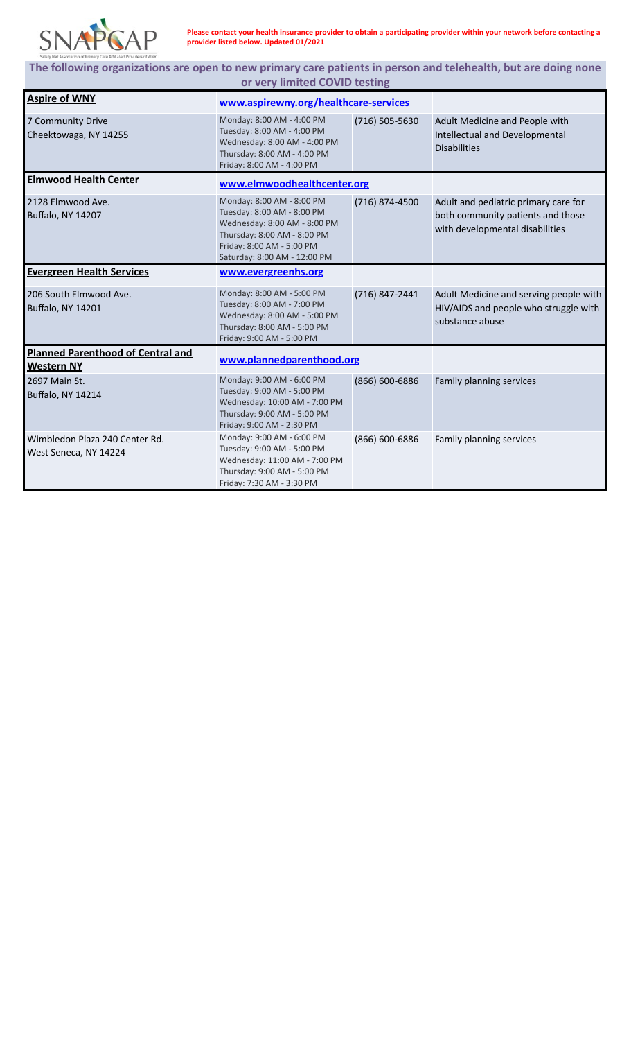SNAPCAP

Safety Net Association of Primary Care Affiliated Providers of WNY

**Please contact your health insurance provider to obtain a participating provider within your network before contacting a provider listed below. Updated 01/2021**

## The following organizations are open to new primary care patients in person and telehealth, but are doing none or very limited COVID testing

| | | | |
|---|---|---|---|
| **Aspire of WNY** | www.aspirewny.org/healthcare-services | | |
| 7 Community Drive<br>Cheektowaga, NY 14255 | Monday: 8:00 AM - 4:00 PM<br>Tuesday: 8:00 AM - 4:00 PM<br>Wednesday: 8:00 AM - 4:00 PM<br>Thursday: 8:00 AM - 4:00 PM<br>Friday: 8:00 AM - 4:00 PM | (716) 505-5630 | Adult Medicine and People with Intellectual and Developmental Disabilities |
| **Elmwood Health Center** | www.elmwoodhealthcenter.org | | |
| 2128 Elmwood Ave.<br>Buffalo, NY 14207 | Monday: 8:00 AM - 8:00 PM<br>Tuesday: 8:00 AM - 8:00 PM<br>Wednesday: 8:00 AM - 8:00 PM<br>Thursday: 8:00 AM - 8:00 PM<br>Friday: 8:00 AM - 5:00 PM<br>Saturday: 8:00 AM - 12:00 PM | (716) 874-4500 | Adult and pediatric primary care for both community patients and those with developmental disabilities |
| **Evergreen Health Services** | www.evergreenhs.org | | |
| 206 South Elmwood Ave.<br>Buffalo, NY 14201 | Monday: 8:00 AM - 5:00 PM<br>Tuesday: 8:00 AM - 7:00 PM<br>Wednesday: 8:00 AM - 5:00 PM<br>Thursday: 8:00 AM - 5:00 PM<br>Friday: 9:00 AM - 5:00 PM | (716) 847-2441 | Adult Medicine and serving people with HIV/AIDS and people who struggle with substance abuse |
| **Planned Parenthood of Central and Western NY** | www.plannedparenthood.org | | |
| 2697 Main St.<br>Buffalo, NY 14214 | Monday: 9:00 AM - 6:00 PM<br>Tuesday: 9:00 AM - 5:00 PM<br>Wednesday: 10:00 AM - 7:00 PM<br>Thursday: 9:00 AM - 5:00 PM<br>Friday: 9:00 AM - 2:30 PM | (866) 600-6886 | Family planning services |
| Wimbledon Plaza 240 Center Rd.<br>West Seneca, NY 14224 | Monday: 9:00 AM - 6:00 PM<br>Tuesday: 9:00 AM - 5:00 PM<br>Wednesday: 11:00 AM - 7:00 PM<br>Thursday: 9:00 AM - 5:00 PM<br>Friday: 7:30 AM - 3:30 PM | (866) 600-6886 | Family planning services |